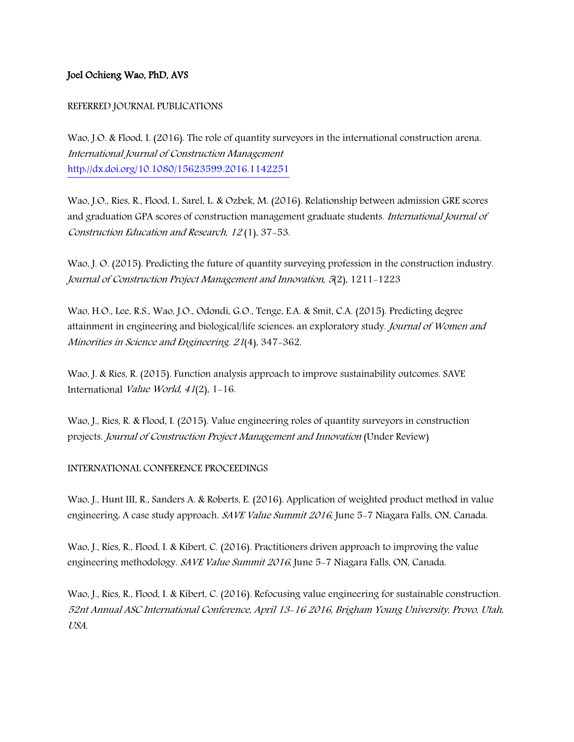**Joel Ochieng Wao, PhD, AVS**

REFERRED JOURNAL PUBLICATIONS

Wao, J.O. & Flood, I. (2016). The role of quantity surveyors in the international construction arena. *International Journal of Construction Management* http://dx.doi.org/10.1080/15623599.2016.1142251

Wao, J.O., Ries, R., Flood, I., Sarel, L. & Ozbek, M. (2016). Relationship between admission GRE scores and graduation GPA scores of construction management graduate students. *International Journal of Construction Education and Research, 12* (1), 37-53.

Wao, J. O. (2015). Predicting the future of quantity surveying profession in the construction industry. *Journal of Construction Project Management and Innovation, 5*(2), 1211-1223

Wao, H.O., Lee, R.S., Wao, J.O., Odondi, G.O., Tenge, E.A. & Smit, C.A. (2015). Predicting degree attainment in engineering and biological/life sciences: an exploratory study. *Journal of Women and Minorities in Science and Engineering. 21*(4), 347-362.

Wao, J. & Ries, R. (2015). Function analysis approach to improve sustainability outcomes. SAVE International *Value World, 41*(2), 1-16.

Wao, J., Ries, R. & Flood, I. (2015). Value engineering roles of quantity surveyors in construction projects. *Journal of Construction Project Management and Innovation* (Under Review)

INTERNATIONAL CONFERENCE PROCEEDINGS

Wao, J., Hunt III, R., Sanders A. & Roberts, E. (2016). Application of weighted product method in value engineering: A case study approach. *SAVE Value Summit 2016*, June 5-7 Niagara Falls, ON, Canada.

Wao, J., Ries, R., Flood, I. & Kibert, C. (2016). Practitioners driven approach to improving the value engineering methodology. *SAVE Value Summit 2016*, June 5-7 Niagara Falls, ON, Canada.

Wao, J., Ries, R., Flood, I. & Kibert, C. (2016). Refocusing value engineering for sustainable construction. *52nt Annual ASC International Conference, April 13-16 2016, Brigham Young University, Provo, Utah, USA.*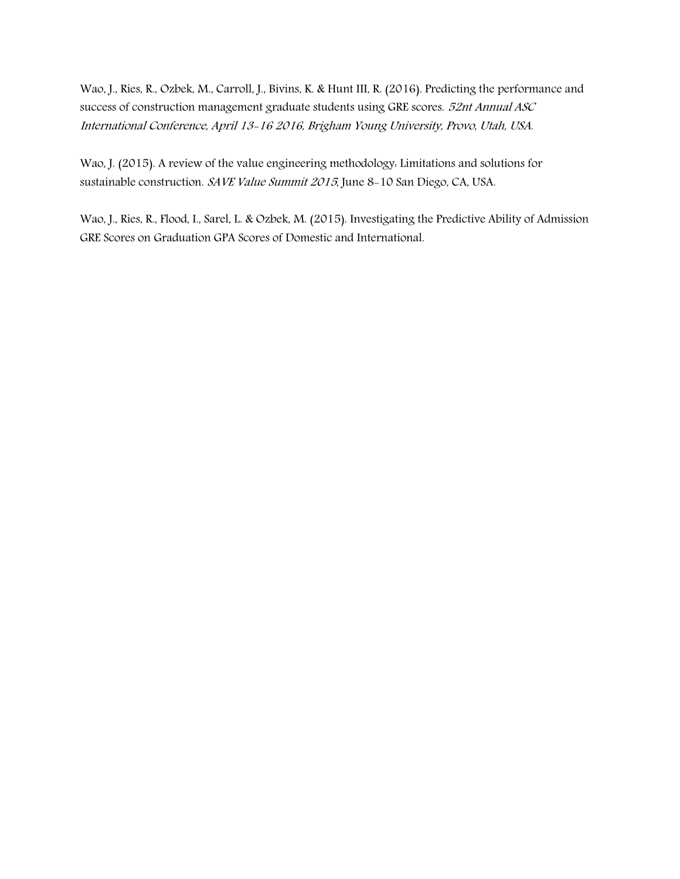Wao, J., Ries, R., Ozbek, M., Carroll, J., Bivins, K. & Hunt III, R. (2016). Predicting the performance and success of construction management graduate students using GRE scores. *52nt Annual ASC International Conference, April 13-16 2016, Brigham Young University, Provo, Utah, USA.*

Wao, J. (2015). A review of the value engineering methodology: Limitations and solutions for sustainable construction. *SAVE Value Summit 2015*, June 8-10 San Diego, CA, USA.

Wao, J., Ries, R., Flood, I., Sarel, L. & Ozbek, M. (2015). Investigating the Predictive Ability of Admission GRE Scores on Graduation GPA Scores of Domestic and International.